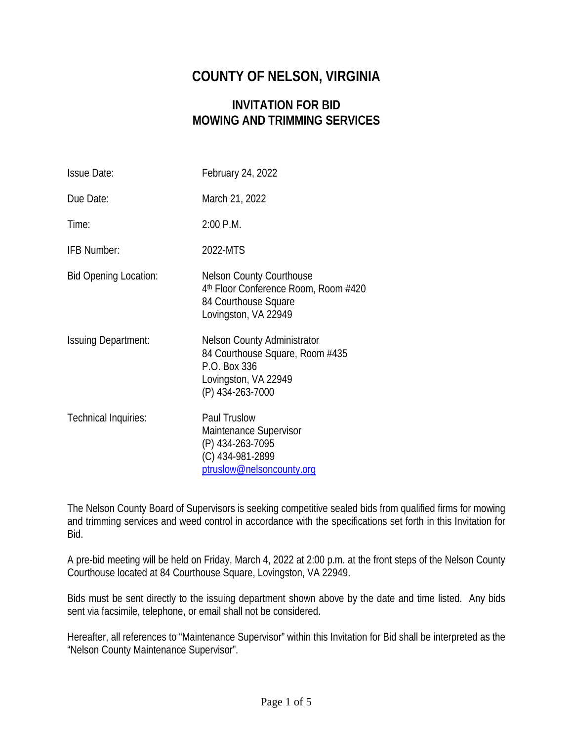# COUNTY OF NELSON, VIRGINIA

## INVITATION FOR BID
## MOWING AND TRIMMING SERVICES

| | |
|---|---|
| Issue Date: | February 24, 2022 |
| Due Date: | March 21, 2022 |
| Time: | 2:00 P.M. |
| IFB Number: | 2022-MTS |
| Bid Opening Location: | Nelson County Courthouse<br>4th Floor Conference Room, Room #420<br>84 Courthouse Square<br>Lovingston, VA 22949 |
| Issuing Department: | Nelson County Administrator<br>84 Courthouse Square, Room #435<br>P.O. Box 336<br>Lovingston, VA 22949<br>(P) 434-263-7000 |
| Technical Inquiries: | Paul Truslow<br>Maintenance Supervisor<br>(P) 434-263-7095<br>(C) 434-981-2899<br>ptruslow@nelsoncounty.org |

The Nelson County Board of Supervisors is seeking competitive sealed bids from qualified firms for mowing and trimming services and weed control in accordance with the specifications set forth in this Invitation for Bid.

A pre-bid meeting will be held on Friday, March 4, 2022 at 2:00 p.m. at the front steps of the Nelson County Courthouse located at 84 Courthouse Square, Lovingston, VA 22949.

Bids must be sent directly to the issuing department shown above by the date and time listed. Any bids sent via facsimile, telephone, or email shall not be considered.

Hereafter, all references to "Maintenance Supervisor" within this Invitation for Bid shall be interpreted as the "Nelson County Maintenance Supervisor".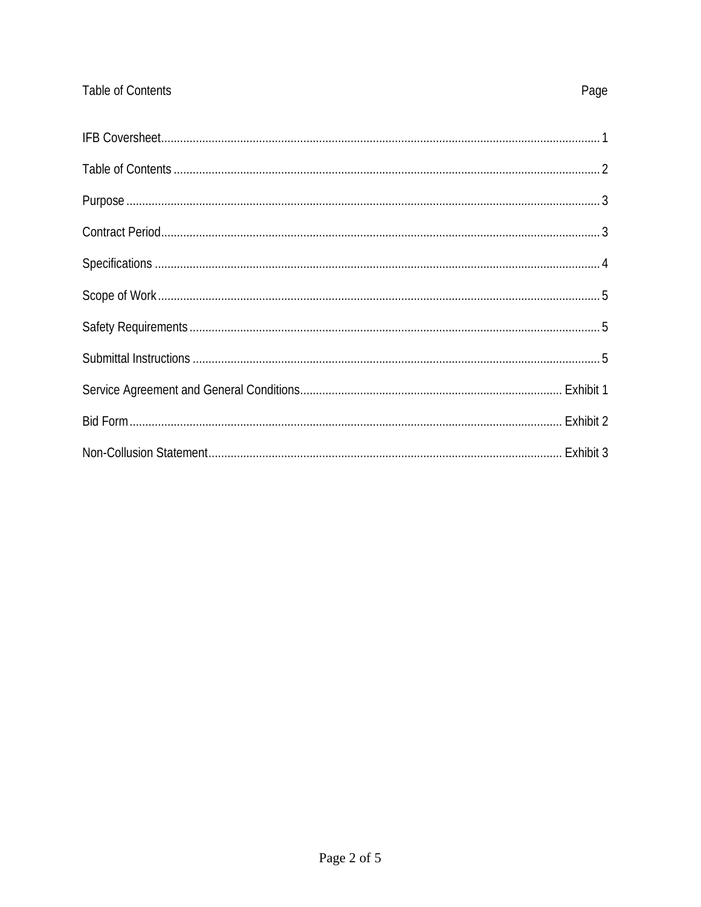| Table of Contents | Page |
| --- | --- |
| IFB Coversheet | 1 |
| Table of Contents | 2 |
| Purpose | 3 |
| Contract Period | 3 |
| Specifications | 4 |
| Scope of Work | 5 |
| Safety Requirements | 5 |
| Submittal Instructions | 5 |
| Service Agreement and General Conditions | Exhibit 1 |
| Bid Form | Exhibit 2 |
| Non-Collusion Statement | Exhibit 3 |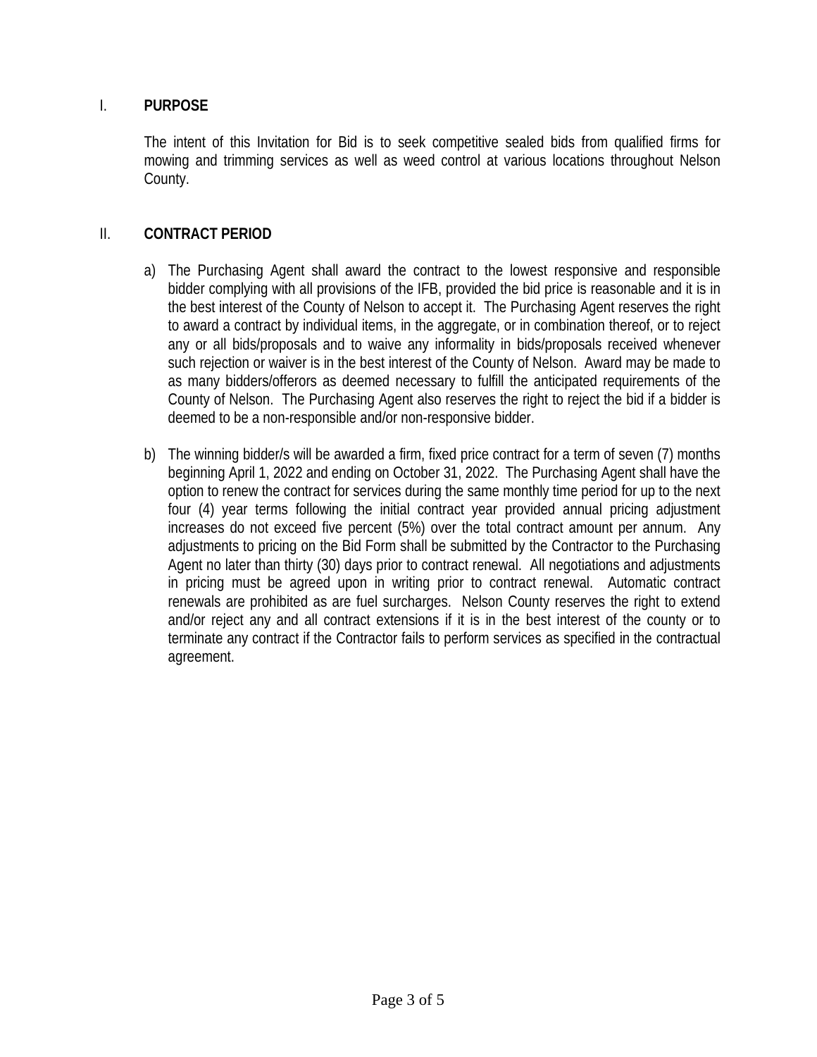## I. PURPOSE

The intent of this Invitation for Bid is to seek competitive sealed bids from qualified firms for mowing and trimming services as well as weed control at various locations throughout Nelson County.

## II. CONTRACT PERIOD

a) The Purchasing Agent shall award the contract to the lowest responsive and responsible bidder complying with all provisions of the IFB, provided the bid price is reasonable and it is in the best interest of the County of Nelson to accept it. The Purchasing Agent reserves the right to award a contract by individual items, in the aggregate, or in combination thereof, or to reject any or all bids/proposals and to waive any informality in bids/proposals received whenever such rejection or waiver is in the best interest of the County of Nelson. Award may be made to as many bidders/offerors as deemed necessary to fulfill the anticipated requirements of the County of Nelson. The Purchasing Agent also reserves the right to reject the bid if a bidder is deemed to be a non-responsible and/or non-responsive bidder.

b) The winning bidder/s will be awarded a firm, fixed price contract for a term of seven (7) months beginning April 1, 2022 and ending on October 31, 2022. The Purchasing Agent shall have the option to renew the contract for services during the same monthly time period for up to the next four (4) year terms following the initial contract year provided annual pricing adjustment increases do not exceed five percent (5%) over the total contract amount per annum. Any adjustments to pricing on the Bid Form shall be submitted by the Contractor to the Purchasing Agent no later than thirty (30) days prior to contract renewal. All negotiations and adjustments in pricing must be agreed upon in writing prior to contract renewal. Automatic contract renewals are prohibited as are fuel surcharges. Nelson County reserves the right to extend and/or reject any and all contract extensions if it is in the best interest of the county or to terminate any contract if the Contractor fails to perform services as specified in the contractual agreement.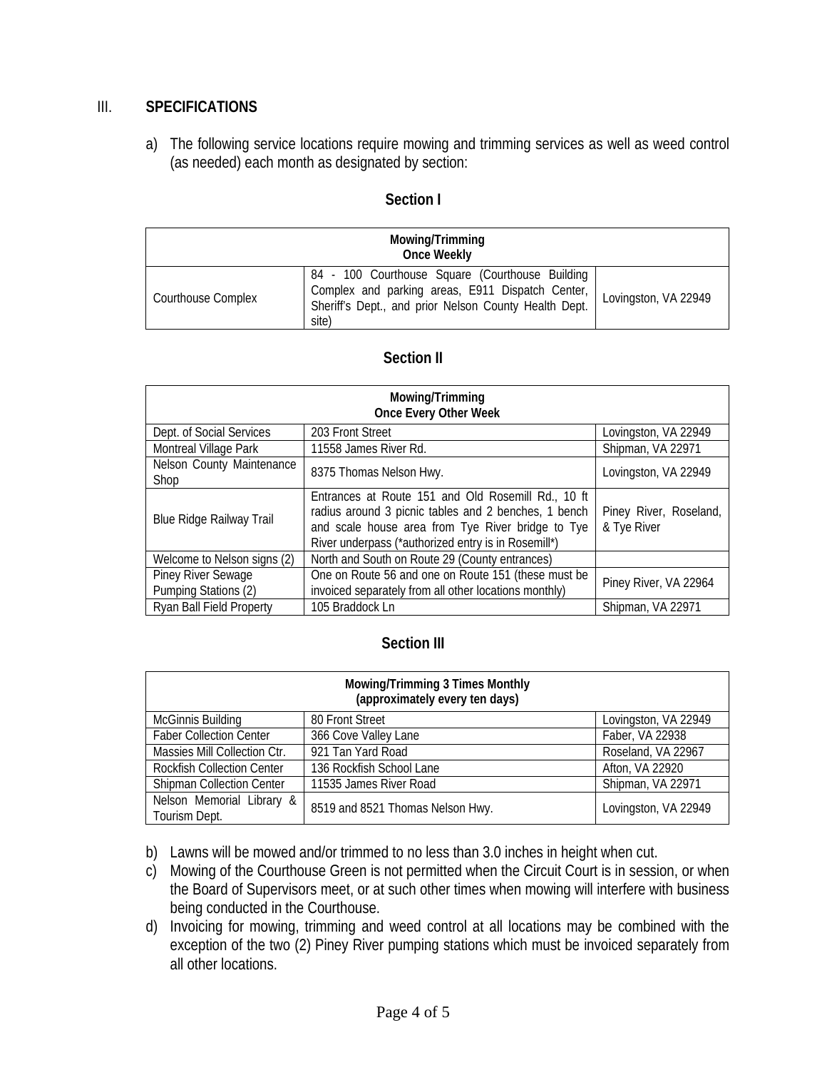## III. SPECIFICATIONS

a) The following service locations require mowing and trimming services as well as weed control (as needed) each month as designated by section:

### Section I

| Mowing/Trimming Once Weekly | | |
|---|---|---|
| Courthouse Complex | 84 - 100 Courthouse Square (Courthouse Building Complex and parking areas, E911 Dispatch Center, Sheriff's Dept., and prior Nelson County Health Dept. site) | Lovingston, VA 22949 |

### Section II

| Mowing/Trimming Once Every Other Week | | |
|---|---|---|
| Dept. of Social Services | 203 Front Street | Lovingston, VA 22949 |
| Montreal Village Park | 11558 James River Rd. | Shipman, VA 22971 |
| Nelson County Maintenance Shop | 8375 Thomas Nelson Hwy. | Lovingston, VA 22949 |
| Blue Ridge Railway Trail | Entrances at Route 151 and Old Rosemill Rd., 10 ft radius around 3 picnic tables and 2 benches, 1 bench and scale house area from Tye River bridge to Tye River underpass (*authorized entry is in Rosemill*) | Piney River, Roseland, & Tye River |
| Welcome to Nelson signs (2) | North and South on Route 29 (County entrances) | |
| Piney River Sewage Pumping Stations (2) | One on Route 56 and one on Route 151 (these must be invoiced separately from all other locations monthly) | Piney River, VA 22964 |
| Ryan Ball Field Property | 105 Braddock Ln | Shipman, VA 22971 |

### Section III

| Mowing/Trimming 3 Times Monthly (approximately every ten days) | | |
|---|---|---|
| McGinnis Building | 80 Front Street | Lovingston, VA 22949 |
| Faber Collection Center | 366 Cove Valley Lane | Faber, VA 22938 |
| Massies Mill Collection Ctr. | 921 Tan Yard Road | Roseland, VA 22967 |
| Rockfish Collection Center | 136 Rockfish School Lane | Afton, VA 22920 |
| Shipman Collection Center | 11535 James River Road | Shipman, VA 22971 |
| Nelson Memorial Library & Tourism Dept. | 8519 and 8521 Thomas Nelson Hwy. | Lovingston, VA 22949 |

b) Lawns will be mowed and/or trimmed to no less than 3.0 inches in height when cut.

c) Mowing of the Courthouse Green is not permitted when the Circuit Court is in session, or when the Board of Supervisors meet, or at such other times when mowing will interfere with business being conducted in the Courthouse.

d) Invoicing for mowing, trimming and weed control at all locations may be combined with the exception of the two (2) Piney River pumping stations which must be invoiced separately from all other locations.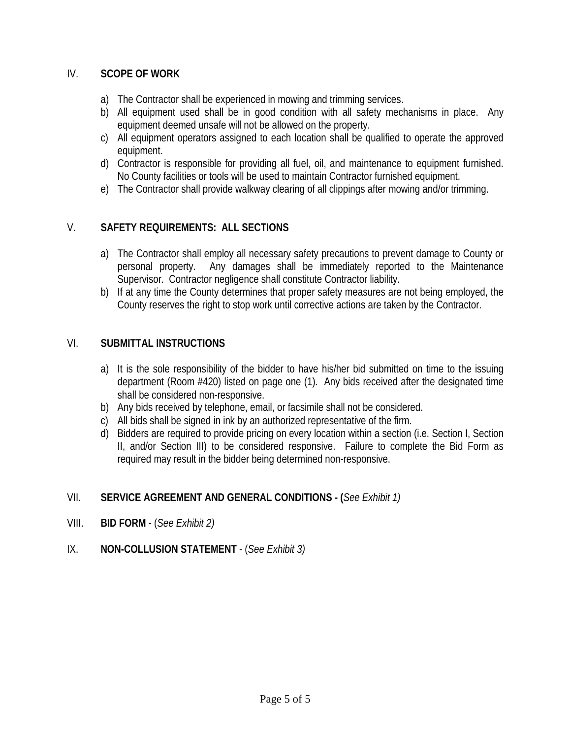## IV. SCOPE OF WORK

a) The Contractor shall be experienced in mowing and trimming services.
b) All equipment used shall be in good condition with all safety mechanisms in place. Any equipment deemed unsafe will not be allowed on the property.
c) All equipment operators assigned to each location shall be qualified to operate the approved equipment.
d) Contractor is responsible for providing all fuel, oil, and maintenance to equipment furnished. No County facilities or tools will be used to maintain Contractor furnished equipment.
e) The Contractor shall provide walkway clearing of all clippings after mowing and/or trimming.

## V. SAFETY REQUIREMENTS: ALL SECTIONS

a) The Contractor shall employ all necessary safety precautions to prevent damage to County or personal property. Any damages shall be immediately reported to the Maintenance Supervisor. Contractor negligence shall constitute Contractor liability.
b) If at any time the County determines that proper safety measures are not being employed, the County reserves the right to stop work until corrective actions are taken by the Contractor.

## VI. SUBMITTAL INSTRUCTIONS

a) It is the sole responsibility of the bidder to have his/her bid submitted on time to the issuing department (Room #420) listed on page one (1). Any bids received after the designated time shall be considered non-responsive.
b) Any bids received by telephone, email, or facsimile shall not be considered.
c) All bids shall be signed in ink by an authorized representative of the firm.
d) Bidders are required to provide pricing on every location within a section (i.e. Section I, Section II, and/or Section III) to be considered responsive. Failure to complete the Bid Form as required may result in the bidder being determined non-responsive.

## VII. SERVICE AGREEMENT AND GENERAL CONDITIONS - (*See Exhibit 1)*

## VIII. BID FORM - (*See Exhibit 2)*

## IX. NON-COLLUSION STATEMENT - (*See Exhibit 3)*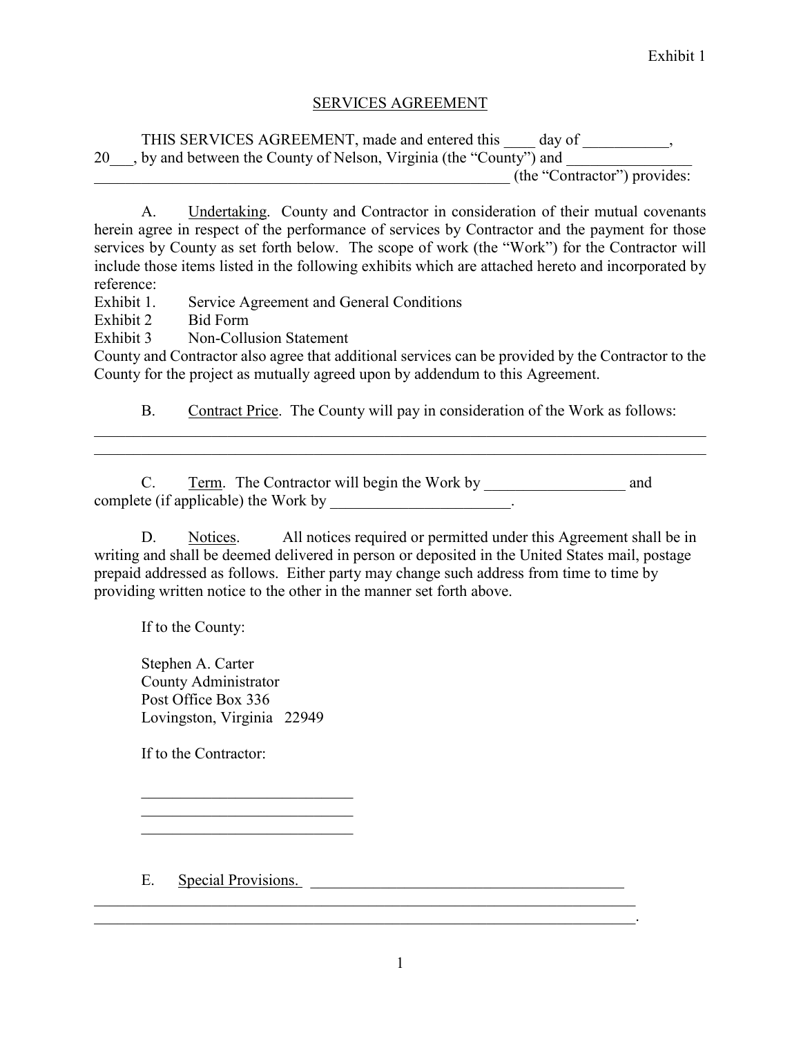Exhibit 1

# SERVICES AGREEMENT

THIS SERVICES AGREEMENT, made and entered this ____ day of ___________, 20___, by and between the County of Nelson, Virginia (the "County") and ________________ _______________________________________________________ (the "Contractor") provides:

A. Undertaking. County and Contractor in consideration of their mutual covenants herein agree in respect of the performance of services by Contractor and the payment for those services by County as set forth below. The scope of work (the "Work") for the Contractor will include those items listed in the following exhibits which are attached hereto and incorporated by reference:

Exhibit 1. Service Agreement and General Conditions
Exhibit 2 Bid Form
Exhibit 3 Non-Collusion Statement

County and Contractor also agree that additional services can be provided by the Contractor to the County for the project as mutually agreed upon by addendum to this Agreement.

B. Contract Price. The County will pay in consideration of the Work as follows:
_____________________________________________________________________________________
_____________________________________________________________________________________

C. Term. The Contractor will begin the Work by __________________ and complete (if applicable) the Work by _______________________.

D. Notices. All notices required or permitted under this Agreement shall be in writing and shall be deemed delivered in person or deposited in the United States mail, postage prepaid addressed as follows. Either party may change such address from time to time by providing written notice to the other in the manner set forth above.

If to the County:

Stephen A. Carter
County Administrator
Post Office Box 336
Lovingston, Virginia 22949

If to the Contractor:

___________________________
___________________________
___________________________

E. Special Provisions. _________________________________________
_____________________________________________________________________________
_____________________________________________________________________________.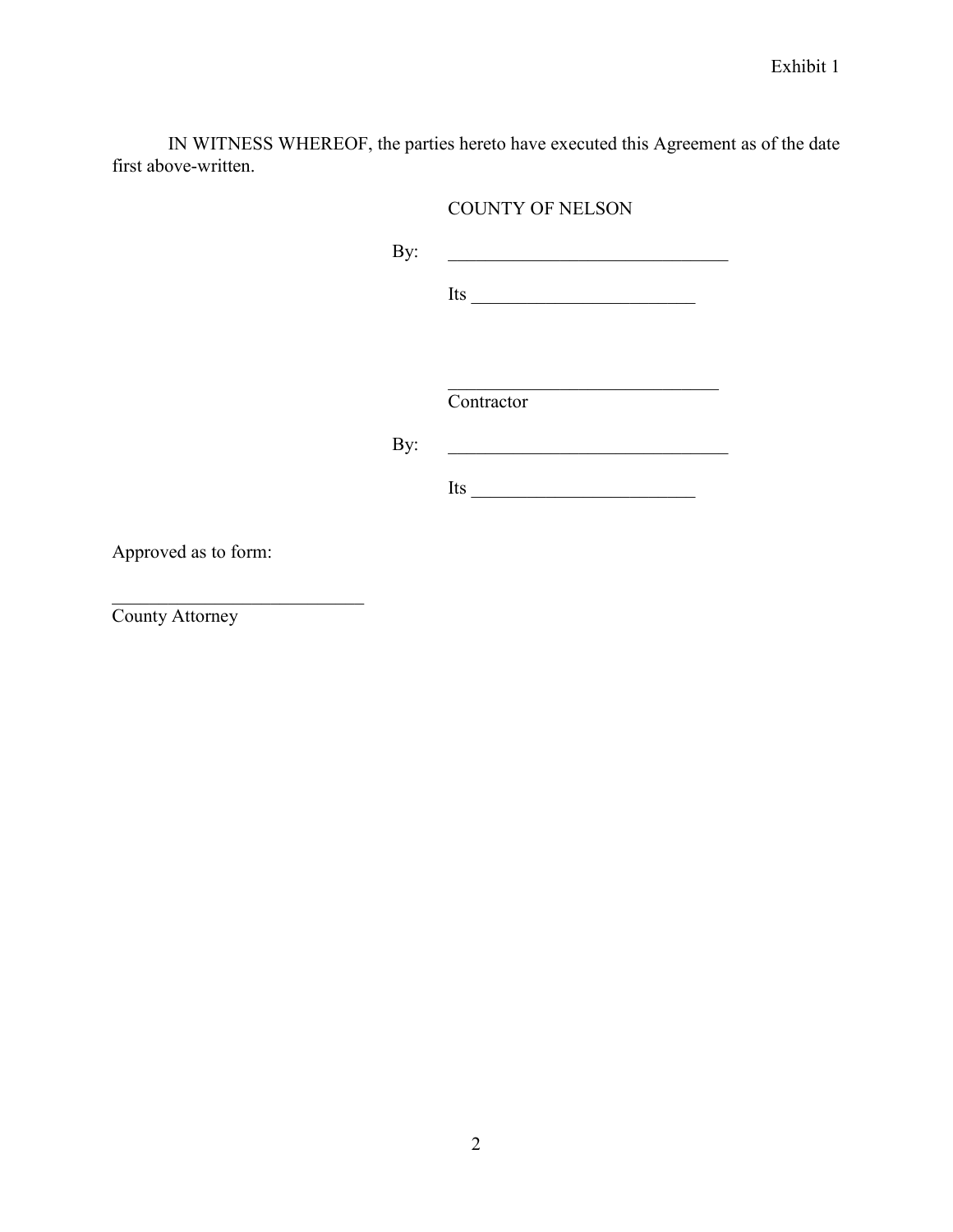Exhibit 1

IN WITNESS WHEREOF, the parties hereto have executed this Agreement as of the date first above-written.

COUNTY OF NELSON

By: _______________________________

Its ________________________

_______________________________
Contractor

By: _______________________________

Its ________________________

Approved as to form:

____________________________
County Attorney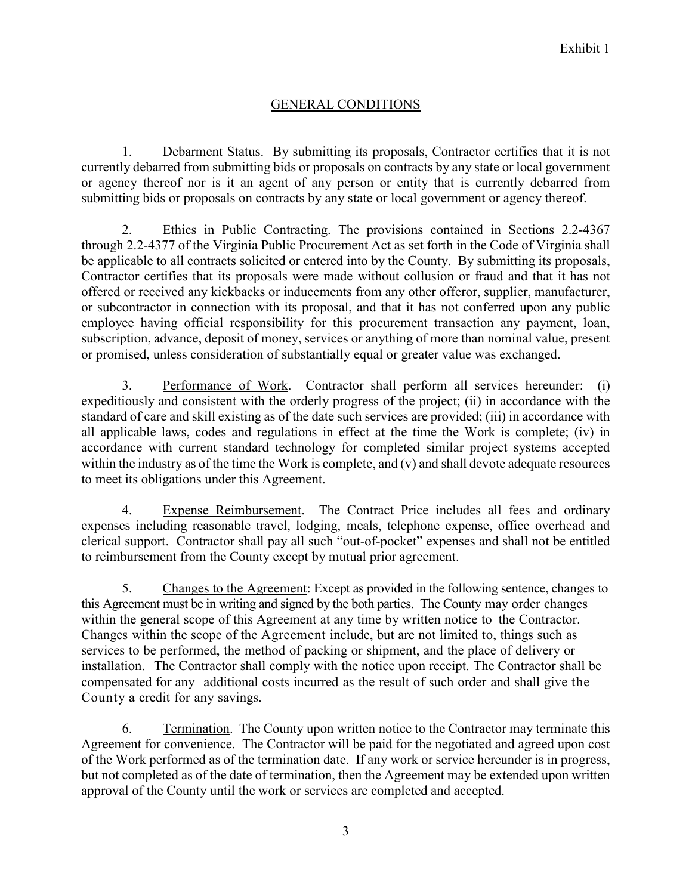Exhibit 1

## GENERAL CONDITIONS

1. Debarment Status. By submitting its proposals, Contractor certifies that it is not currently debarred from submitting bids or proposals on contracts by any state or local government or agency thereof nor is it an agent of any person or entity that is currently debarred from submitting bids or proposals on contracts by any state or local government or agency thereof.

2. Ethics in Public Contracting. The provisions contained in Sections 2.2-4367 through 2.2-4377 of the Virginia Public Procurement Act as set forth in the Code of Virginia shall be applicable to all contracts solicited or entered into by the County. By submitting its proposals, Contractor certifies that its proposals were made without collusion or fraud and that it has not offered or received any kickbacks or inducements from any other offeror, supplier, manufacturer, or subcontractor in connection with its proposal, and that it has not conferred upon any public employee having official responsibility for this procurement transaction any payment, loan, subscription, advance, deposit of money, services or anything of more than nominal value, present or promised, unless consideration of substantially equal or greater value was exchanged.

3. Performance of Work. Contractor shall perform all services hereunder: (i) expeditiously and consistent with the orderly progress of the project; (ii) in accordance with the standard of care and skill existing as of the date such services are provided; (iii) in accordance with all applicable laws, codes and regulations in effect at the time the Work is complete; (iv) in accordance with current standard technology for completed similar project systems accepted within the industry as of the time the Work is complete, and (v) and shall devote adequate resources to meet its obligations under this Agreement.

4. Expense Reimbursement. The Contract Price includes all fees and ordinary expenses including reasonable travel, lodging, meals, telephone expense, office overhead and clerical support. Contractor shall pay all such "out-of-pocket" expenses and shall not be entitled to reimbursement from the County except by mutual prior agreement.

5. Changes to the Agreement: Except as provided in the following sentence, changes to this Agreement must be in writing and signed by the both parties. The County may order changes within the general scope of this Agreement at any time by written notice to the Contractor. Changes within the scope of the Agreement include, but are not limited to, things such as services to be performed, the method of packing or shipment, and the place of delivery or installation. The Contractor shall comply with the notice upon receipt. The Contractor shall be compensated for any additional costs incurred as the result of such order and shall give the County a credit for any savings.

6. Termination. The County upon written notice to the Contractor may terminate this Agreement for convenience. The Contractor will be paid for the negotiated and agreed upon cost of the Work performed as of the termination date. If any work or service hereunder is in progress, but not completed as of the date of termination, then the Agreement may be extended upon written approval of the County until the work or services are completed and accepted.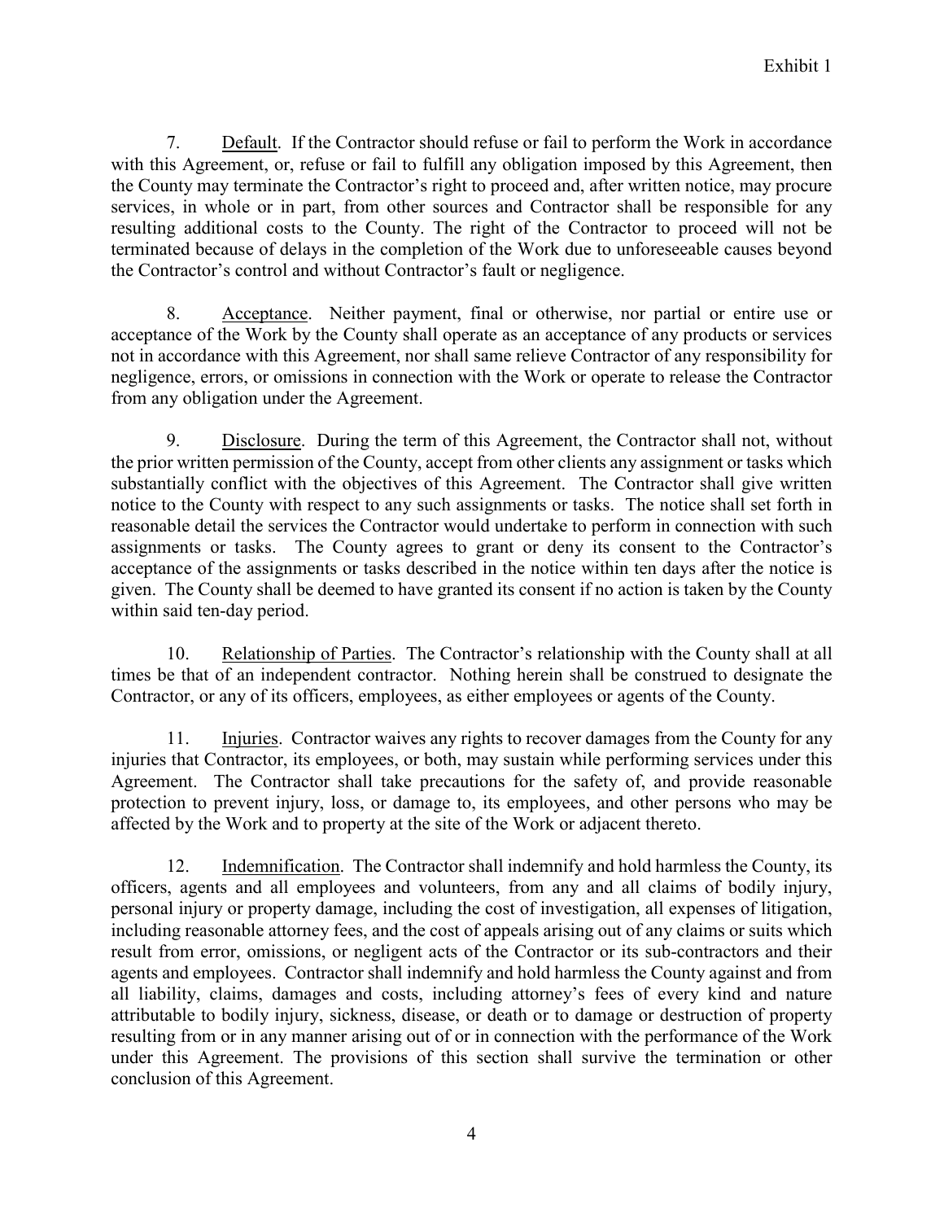7. Default. If the Contractor should refuse or fail to perform the Work in accordance with this Agreement, or, refuse or fail to fulfill any obligation imposed by this Agreement, then the County may terminate the Contractor's right to proceed and, after written notice, may procure services, in whole or in part, from other sources and Contractor shall be responsible for any resulting additional costs to the County. The right of the Contractor to proceed will not be terminated because of delays in the completion of the Work due to unforeseeable causes beyond the Contractor's control and without Contractor's fault or negligence.

8. Acceptance. Neither payment, final or otherwise, nor partial or entire use or acceptance of the Work by the County shall operate as an acceptance of any products or services not in accordance with this Agreement, nor shall same relieve Contractor of any responsibility for negligence, errors, or omissions in connection with the Work or operate to release the Contractor from any obligation under the Agreement.

9. Disclosure. During the term of this Agreement, the Contractor shall not, without the prior written permission of the County, accept from other clients any assignment or tasks which substantially conflict with the objectives of this Agreement. The Contractor shall give written notice to the County with respect to any such assignments or tasks. The notice shall set forth in reasonable detail the services the Contractor would undertake to perform in connection with such assignments or tasks. The County agrees to grant or deny its consent to the Contractor's acceptance of the assignments or tasks described in the notice within ten days after the notice is given. The County shall be deemed to have granted its consent if no action is taken by the County within said ten-day period.

10. Relationship of Parties. The Contractor's relationship with the County shall at all times be that of an independent contractor. Nothing herein shall be construed to designate the Contractor, or any of its officers, employees, as either employees or agents of the County.

11. Injuries. Contractor waives any rights to recover damages from the County for any injuries that Contractor, its employees, or both, may sustain while performing services under this Agreement. The Contractor shall take precautions for the safety of, and provide reasonable protection to prevent injury, loss, or damage to, its employees, and other persons who may be affected by the Work and to property at the site of the Work or adjacent thereto.

12. Indemnification. The Contractor shall indemnify and hold harmless the County, its officers, agents and all employees and volunteers, from any and all claims of bodily injury, personal injury or property damage, including the cost of investigation, all expenses of litigation, including reasonable attorney fees, and the cost of appeals arising out of any claims or suits which result from error, omissions, or negligent acts of the Contractor or its sub-contractors and their agents and employees. Contractor shall indemnify and hold harmless the County against and from all liability, claims, damages and costs, including attorney's fees of every kind and nature attributable to bodily injury, sickness, disease, or death or to damage or destruction of property resulting from or in any manner arising out of or in connection with the performance of the Work under this Agreement. The provisions of this section shall survive the termination or other conclusion of this Agreement.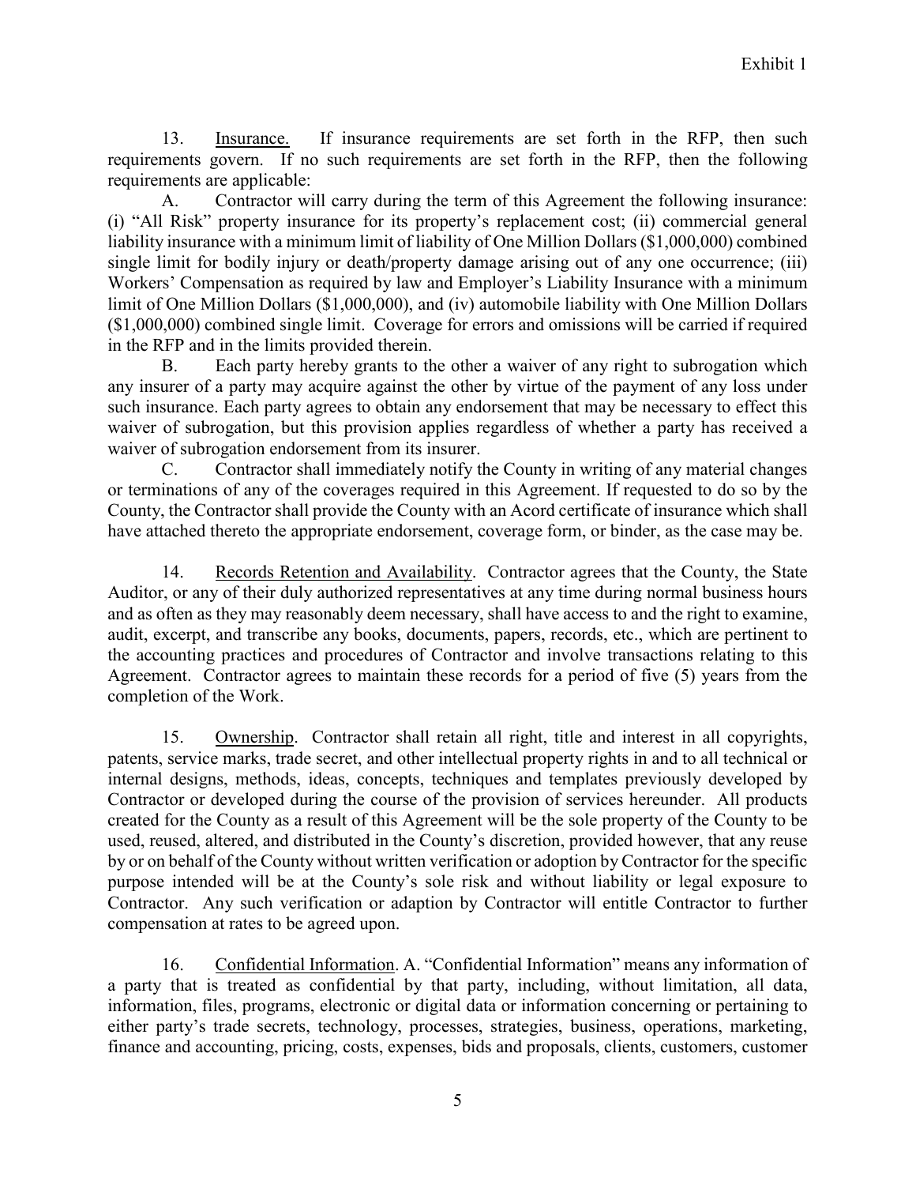13. Insurance. If insurance requirements are set forth in the RFP, then such requirements govern. If no such requirements are set forth in the RFP, then the following requirements are applicable:

A. Contractor will carry during the term of this Agreement the following insurance: (i) "All Risk" property insurance for its property's replacement cost; (ii) commercial general liability insurance with a minimum limit of liability of One Million Dollars ($1,000,000) combined single limit for bodily injury or death/property damage arising out of any one occurrence; (iii) Workers' Compensation as required by law and Employer's Liability Insurance with a minimum limit of One Million Dollars ($1,000,000), and (iv) automobile liability with One Million Dollars ($1,000,000) combined single limit. Coverage for errors and omissions will be carried if required in the RFP and in the limits provided therein.

B. Each party hereby grants to the other a waiver of any right to subrogation which any insurer of a party may acquire against the other by virtue of the payment of any loss under such insurance. Each party agrees to obtain any endorsement that may be necessary to effect this waiver of subrogation, but this provision applies regardless of whether a party has received a waiver of subrogation endorsement from its insurer.

C. Contractor shall immediately notify the County in writing of any material changes or terminations of any of the coverages required in this Agreement. If requested to do so by the County, the Contractor shall provide the County with an Acord certificate of insurance which shall have attached thereto the appropriate endorsement, coverage form, or binder, as the case may be.

14. Records Retention and Availability. Contractor agrees that the County, the State Auditor, or any of their duly authorized representatives at any time during normal business hours and as often as they may reasonably deem necessary, shall have access to and the right to examine, audit, excerpt, and transcribe any books, documents, papers, records, etc., which are pertinent to the accounting practices and procedures of Contractor and involve transactions relating to this Agreement. Contractor agrees to maintain these records for a period of five (5) years from the completion of the Work.

15. Ownership. Contractor shall retain all right, title and interest in all copyrights, patents, service marks, trade secret, and other intellectual property rights in and to all technical or internal designs, methods, ideas, concepts, techniques and templates previously developed by Contractor or developed during the course of the provision of services hereunder. All products created for the County as a result of this Agreement will be the sole property of the County to be used, reused, altered, and distributed in the County's discretion, provided however, that any reuse by or on behalf of the County without written verification or adoption by Contractor for the specific purpose intended will be at the County's sole risk and without liability or legal exposure to Contractor. Any such verification or adaption by Contractor will entitle Contractor to further compensation at rates to be agreed upon.

16. Confidential Information. A. "Confidential Information" means any information of a party that is treated as confidential by that party, including, without limitation, all data, information, files, programs, electronic or digital data or information concerning or pertaining to either party's trade secrets, technology, processes, strategies, business, operations, marketing, finance and accounting, pricing, costs, expenses, bids and proposals, clients, customers, customer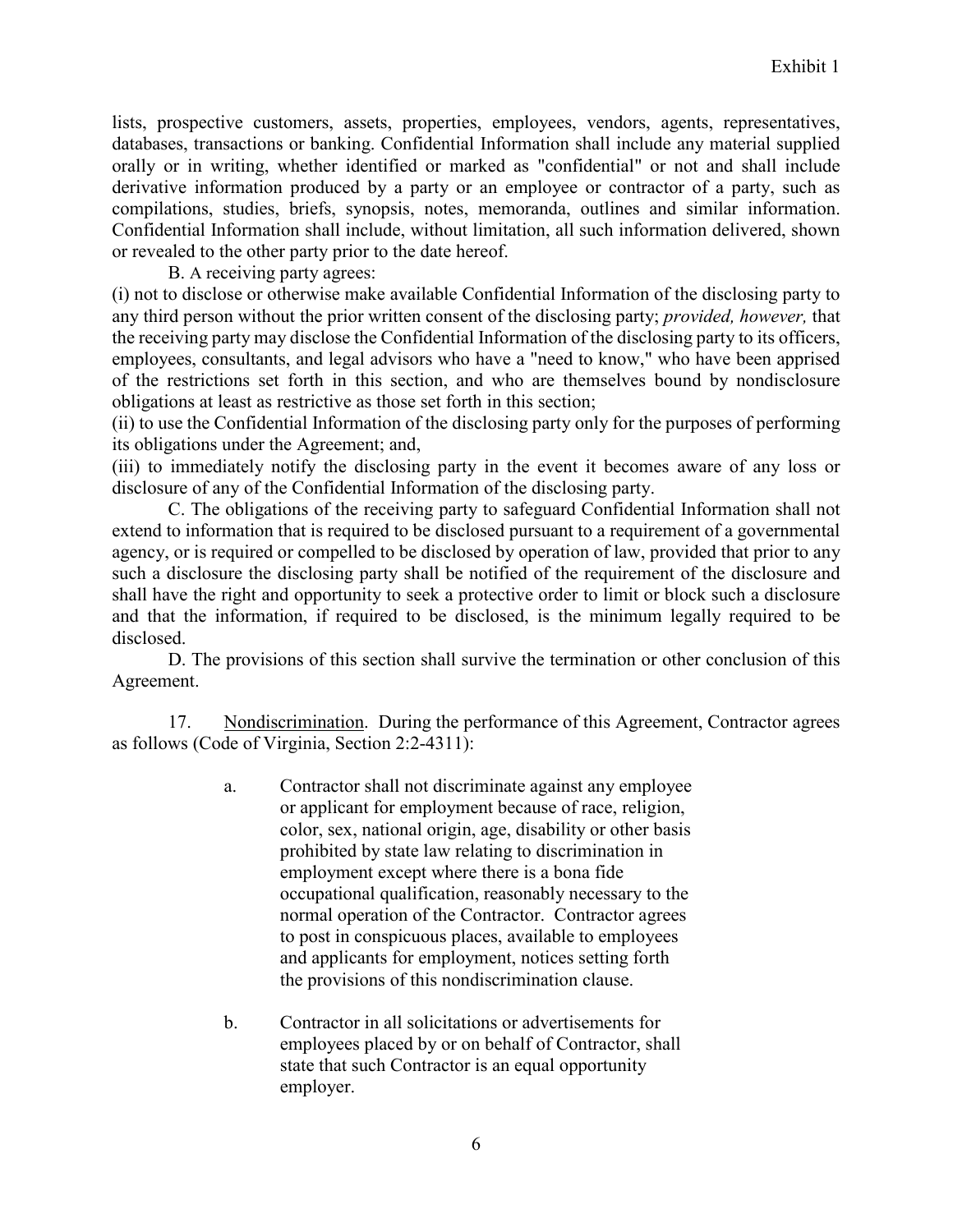lists, prospective customers, assets, properties, employees, vendors, agents, representatives, databases, transactions or banking. Confidential Information shall include any material supplied orally or in writing, whether identified or marked as "confidential" or not and shall include derivative information produced by a party or an employee or contractor of a party, such as compilations, studies, briefs, synopsis, notes, memoranda, outlines and similar information. Confidential Information shall include, without limitation, all such information delivered, shown or revealed to the other party prior to the date hereof.

B. A receiving party agrees:

(i) not to disclose or otherwise make available Confidential Information of the disclosing party to any third person without the prior written consent of the disclosing party; *provided, however,* that the receiving party may disclose the Confidential Information of the disclosing party to its officers, employees, consultants, and legal advisors who have a "need to know," who have been apprised of the restrictions set forth in this section, and who are themselves bound by nondisclosure obligations at least as restrictive as those set forth in this section;

(ii) to use the Confidential Information of the disclosing party only for the purposes of performing its obligations under the Agreement; and,

(iii) to immediately notify the disclosing party in the event it becomes aware of any loss or disclosure of any of the Confidential Information of the disclosing party.

C. The obligations of the receiving party to safeguard Confidential Information shall not extend to information that is required to be disclosed pursuant to a requirement of a governmental agency, or is required or compelled to be disclosed by operation of law, provided that prior to any such a disclosure the disclosing party shall be notified of the requirement of the disclosure and shall have the right and opportunity to seek a protective order to limit or block such a disclosure and that the information, if required to be disclosed, is the minimum legally required to be disclosed.

D. The provisions of this section shall survive the termination or other conclusion of this Agreement.

17. Nondiscrimination. During the performance of this Agreement, Contractor agrees as follows (Code of Virginia, Section 2:2-4311):

a. Contractor shall not discriminate against any employee or applicant for employment because of race, religion, color, sex, national origin, age, disability or other basis prohibited by state law relating to discrimination in employment except where there is a bona fide occupational qualification, reasonably necessary to the normal operation of the Contractor. Contractor agrees to post in conspicuous places, available to employees and applicants for employment, notices setting forth the provisions of this nondiscrimination clause.

b. Contractor in all solicitations or advertisements for employees placed by or on behalf of Contractor, shall state that such Contractor is an equal opportunity employer.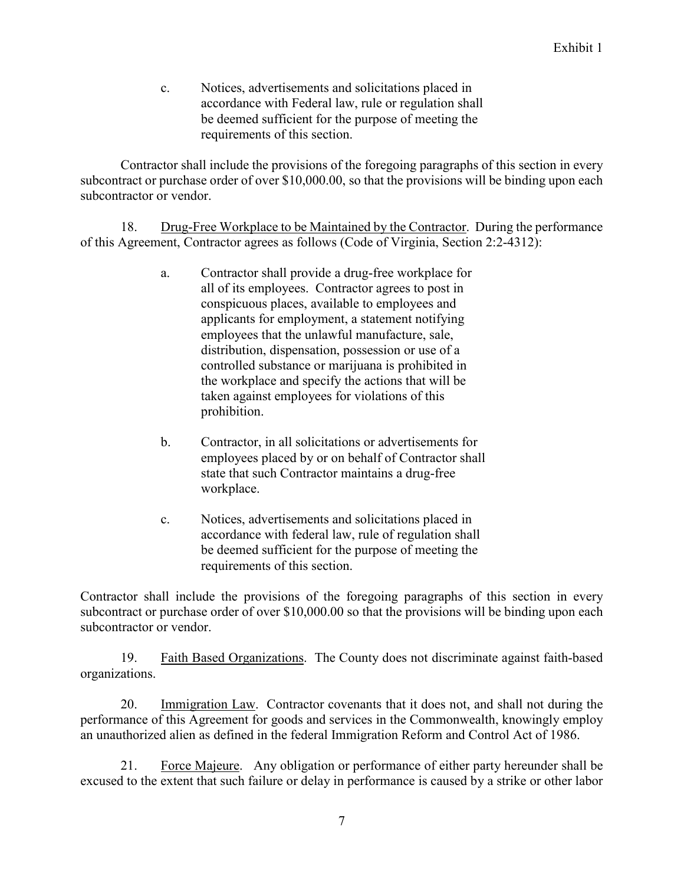c. Notices, advertisements and solicitations placed in accordance with Federal law, rule or regulation shall be deemed sufficient for the purpose of meeting the requirements of this section.

Contractor shall include the provisions of the foregoing paragraphs of this section in every subcontract or purchase order of over $10,000.00, so that the provisions will be binding upon each subcontractor or vendor.

18. <u>Drug-Free Workplace to be Maintained by the Contractor</u>. During the performance of this Agreement, Contractor agrees as follows (Code of Virginia, Section 2:2-4312):

a. Contractor shall provide a drug-free workplace for all of its employees. Contractor agrees to post in conspicuous places, available to employees and applicants for employment, a statement notifying employees that the unlawful manufacture, sale, distribution, dispensation, possession or use of a controlled substance or marijuana is prohibited in the workplace and specify the actions that will be taken against employees for violations of this prohibition.

b. Contractor, in all solicitations or advertisements for employees placed by or on behalf of Contractor shall state that such Contractor maintains a drug-free workplace.

c. Notices, advertisements and solicitations placed in accordance with federal law, rule of regulation shall be deemed sufficient for the purpose of meeting the requirements of this section.

Contractor shall include the provisions of the foregoing paragraphs of this section in every subcontract or purchase order of over $10,000.00 so that the provisions will be binding upon each subcontractor or vendor.

19. <u>Faith Based Organizations</u>. The County does not discriminate against faith-based organizations.

20. <u>Immigration Law</u>. Contractor covenants that it does not, and shall not during the performance of this Agreement for goods and services in the Commonwealth, knowingly employ an unauthorized alien as defined in the federal Immigration Reform and Control Act of 1986.

21. <u>Force Majeure</u>. Any obligation or performance of either party hereunder shall be excused to the extent that such failure or delay in performance is caused by a strike or other labor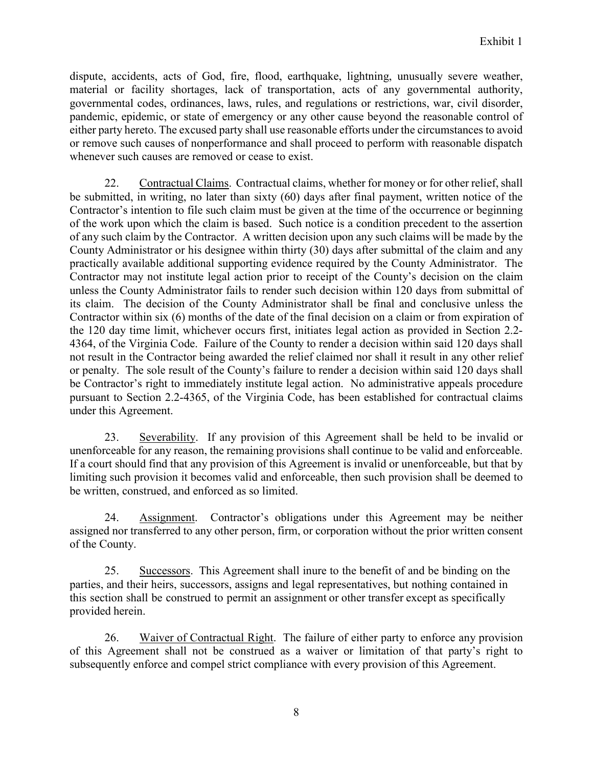dispute, accidents, acts of God, fire, flood, earthquake, lightning, unusually severe weather, material or facility shortages, lack of transportation, acts of any governmental authority, governmental codes, ordinances, laws, rules, and regulations or restrictions, war, civil disorder, pandemic, epidemic, or state of emergency or any other cause beyond the reasonable control of either party hereto. The excused party shall use reasonable efforts under the circumstances to avoid or remove such causes of nonperformance and shall proceed to perform with reasonable dispatch whenever such causes are removed or cease to exist.

22. Contractual Claims. Contractual claims, whether for money or for other relief, shall be submitted, in writing, no later than sixty (60) days after final payment, written notice of the Contractor's intention to file such claim must be given at the time of the occurrence or beginning of the work upon which the claim is based. Such notice is a condition precedent to the assertion of any such claim by the Contractor. A written decision upon any such claims will be made by the County Administrator or his designee within thirty (30) days after submittal of the claim and any practically available additional supporting evidence required by the County Administrator. The Contractor may not institute legal action prior to receipt of the County's decision on the claim unless the County Administrator fails to render such decision within 120 days from submittal of its claim. The decision of the County Administrator shall be final and conclusive unless the Contractor within six (6) months of the date of the final decision on a claim or from expiration of the 120 day time limit, whichever occurs first, initiates legal action as provided in Section 2.2-4364, of the Virginia Code. Failure of the County to render a decision within said 120 days shall not result in the Contractor being awarded the relief claimed nor shall it result in any other relief or penalty. The sole result of the County's failure to render a decision within said 120 days shall be Contractor's right to immediately institute legal action. No administrative appeals procedure pursuant to Section 2.2-4365, of the Virginia Code, has been established for contractual claims under this Agreement.

23. Severability. If any provision of this Agreement shall be held to be invalid or unenforceable for any reason, the remaining provisions shall continue to be valid and enforceable. If a court should find that any provision of this Agreement is invalid or unenforceable, but that by limiting such provision it becomes valid and enforceable, then such provision shall be deemed to be written, construed, and enforced as so limited.

24. Assignment. Contractor's obligations under this Agreement may be neither assigned nor transferred to any other person, firm, or corporation without the prior written consent of the County.

25. Successors. This Agreement shall inure to the benefit of and be binding on the parties, and their heirs, successors, assigns and legal representatives, but nothing contained in this section shall be construed to permit an assignment or other transfer except as specifically provided herein.

26. Waiver of Contractual Right. The failure of either party to enforce any provision of this Agreement shall not be construed as a waiver or limitation of that party's right to subsequently enforce and compel strict compliance with every provision of this Agreement.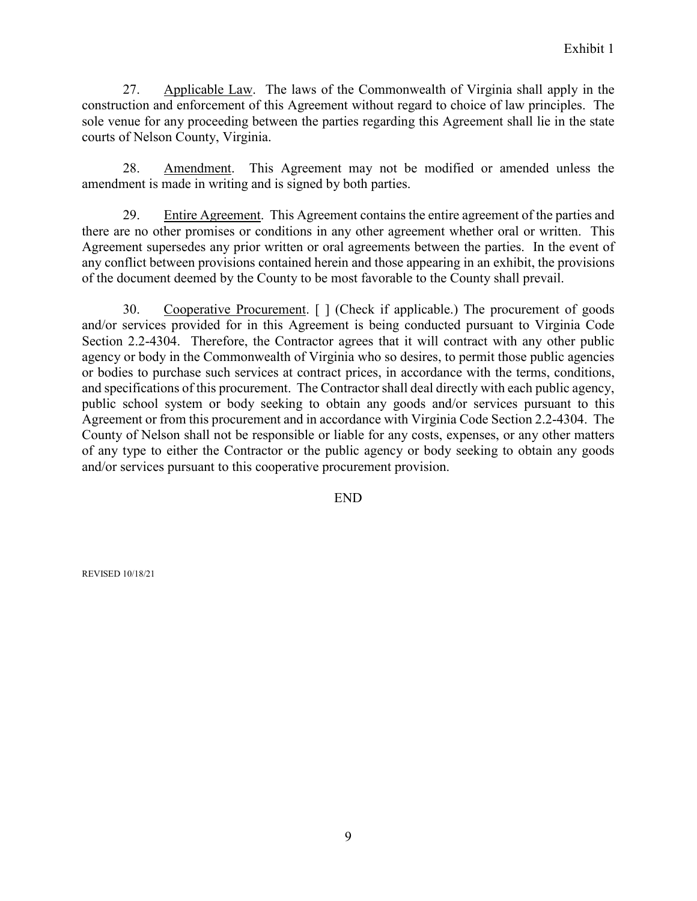27. Applicable Law. The laws of the Commonwealth of Virginia shall apply in the construction and enforcement of this Agreement without regard to choice of law principles. The sole venue for any proceeding between the parties regarding this Agreement shall lie in the state courts of Nelson County, Virginia.

28. Amendment. This Agreement may not be modified or amended unless the amendment is made in writing and is signed by both parties.

29. Entire Agreement. This Agreement contains the entire agreement of the parties and there are no other promises or conditions in any other agreement whether oral or written. This Agreement supersedes any prior written or oral agreements between the parties. In the event of any conflict between provisions contained herein and those appearing in an exhibit, the provisions of the document deemed by the County to be most favorable to the County shall prevail.

30. Cooperative Procurement. [ ] (Check if applicable.) The procurement of goods and/or services provided for in this Agreement is being conducted pursuant to Virginia Code Section 2.2-4304. Therefore, the Contractor agrees that it will contract with any other public agency or body in the Commonwealth of Virginia who so desires, to permit those public agencies or bodies to purchase such services at contract prices, in accordance with the terms, conditions, and specifications of this procurement. The Contractor shall deal directly with each public agency, public school system or body seeking to obtain any goods and/or services pursuant to this Agreement or from this procurement and in accordance with Virginia Code Section 2.2-4304. The County of Nelson shall not be responsible or liable for any costs, expenses, or any other matters of any type to either the Contractor or the public agency or body seeking to obtain any goods and/or services pursuant to this cooperative procurement provision.

END

REVISED 10/18/21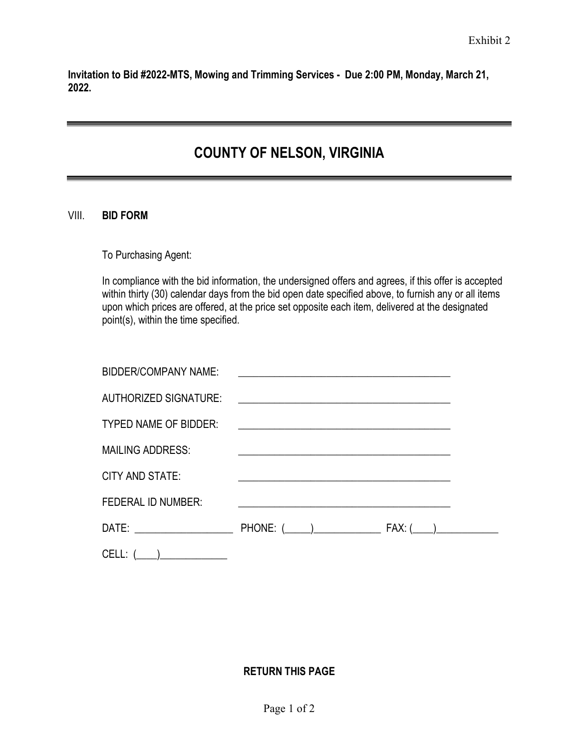Exhibit 2

**Invitation to Bid #2022-MTS, Mowing and Trimming Services - Due 2:00 PM, Monday, March 21, 2022.**

# COUNTY OF NELSON, VIRGINIA

## VIII. BID FORM

To Purchasing Agent:

In compliance with the bid information, the undersigned offers and agrees, if this offer is accepted within thirty (30) calendar days from the bid open date specified above, to furnish any or all items upon which prices are offered, at the price set opposite each item, delivered at the designated point(s), within the time specified.

BIDDER/COMPANY NAME: ________________________________________

AUTHORIZED SIGNATURE: ________________________________________

TYPED NAME OF BIDDER: ________________________________________

MAILING ADDRESS: ________________________________________

CITY AND STATE: ________________________________________

FEDERAL ID NUMBER: ________________________________________

DATE: ___________________ PHONE: (_____)_____________ FAX: (____)____________

CELL: (____)_____________

**RETURN THIS PAGE**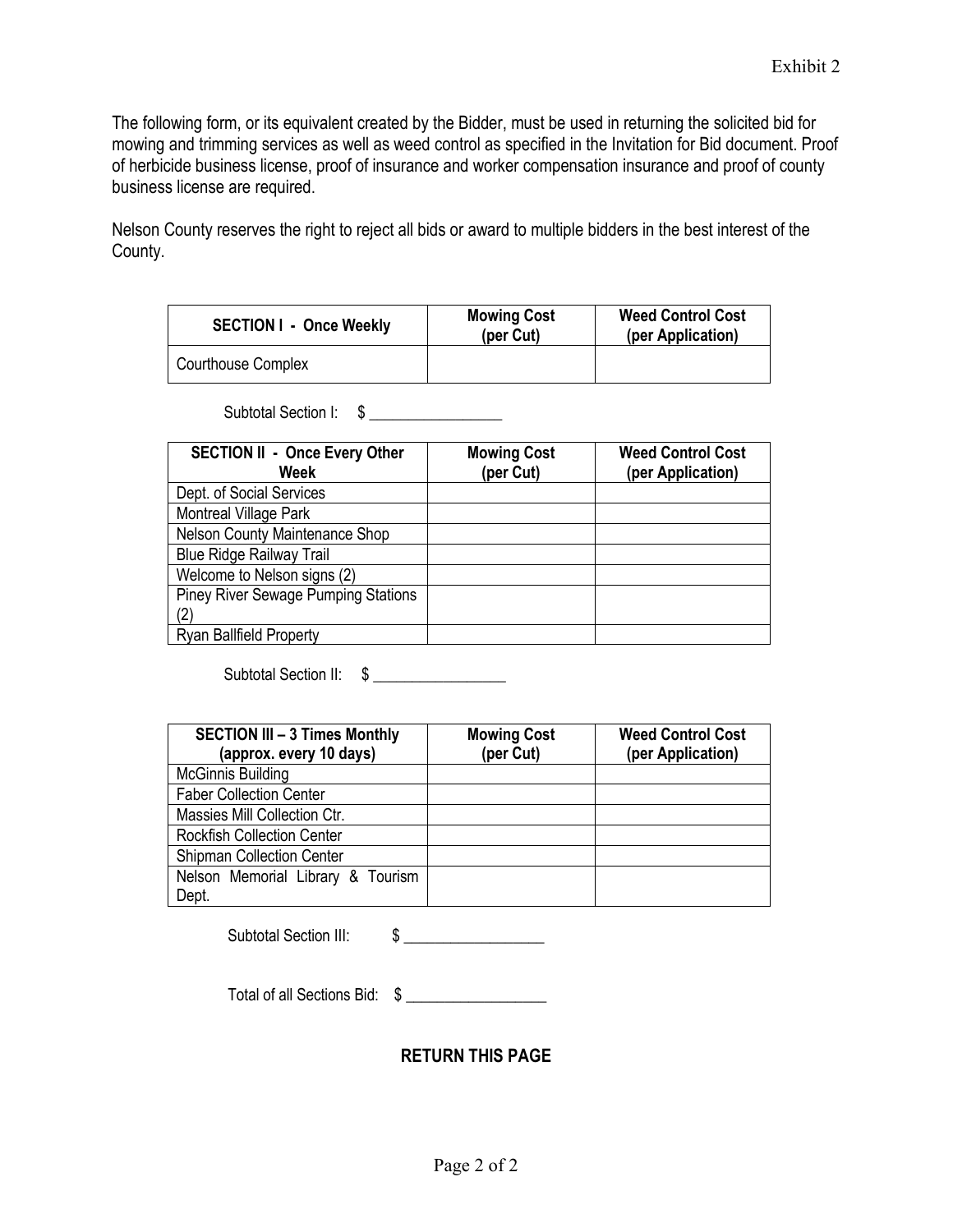Exhibit 2

The following form, or its equivalent created by the Bidder, must be used in returning the solicited bid for mowing and trimming services as well as weed control as specified in the Invitation for Bid document. Proof of herbicide business license, proof of insurance and worker compensation insurance and proof of county business license are required.

Nelson County reserves the right to reject all bids or award to multiple bidders in the best interest of the County.

| SECTION I - Once Weekly | Mowing Cost (per Cut) | Weed Control Cost (per Application) |
|---|---|---|
| Courthouse Complex | | |

Subtotal Section I: $ _________________

| SECTION II - Once Every Other Week | Mowing Cost (per Cut) | Weed Control Cost (per Application) |
|---|---|---|
| Dept. of Social Services | | |
| Montreal Village Park | | |
| Nelson County Maintenance Shop | | |
| Blue Ridge Railway Trail | | |
| Welcome to Nelson signs (2) | | |
| Piney River Sewage Pumping Stations (2) | | |
| Ryan Ballfield Property | | |

Subtotal Section II: $ _________________

| SECTION III – 3 Times Monthly (approx. every 10 days) | Mowing Cost (per Cut) | Weed Control Cost (per Application) |
|---|---|---|
| McGinnis Building | | |
| Faber Collection Center | | |
| Massies Mill Collection Ctr. | | |
| Rockfish Collection Center | | |
| Shipman Collection Center | | |
| Nelson Memorial Library & Tourism Dept. | | |

Subtotal Section III: $ _________________

Total of all Sections Bid: $ _________________

**RETURN THIS PAGE**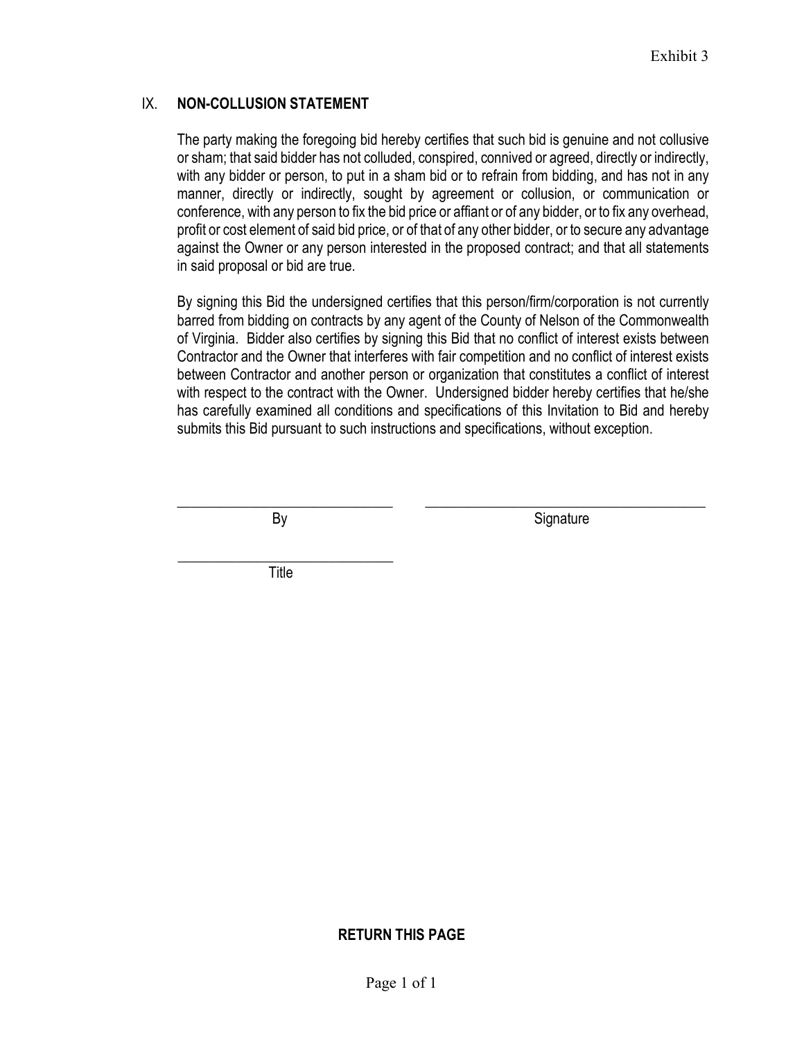Exhibit 3

## IX. NON-COLLUSION STATEMENT

The party making the foregoing bid hereby certifies that such bid is genuine and not collusive or sham; that said bidder has not colluded, conspired, connived or agreed, directly or indirectly, with any bidder or person, to put in a sham bid or to refrain from bidding, and has not in any manner, directly or indirectly, sought by agreement or collusion, or communication or conference, with any person to fix the bid price or affiant or of any bidder, or to fix any overhead, profit or cost element of said bid price, or of that of any other bidder, or to secure any advantage against the Owner or any person interested in the proposed contract; and that all statements in said proposal or bid are true.

By signing this Bid the undersigned certifies that this person/firm/corporation is not currently barred from bidding on contracts by any agent of the County of Nelson of the Commonwealth of Virginia. Bidder also certifies by signing this Bid that no conflict of interest exists between Contractor and the Owner that interferes with fair competition and no conflict of interest exists between Contractor and another person or organization that constitutes a conflict of interest with respect to the contract with the Owner. Undersigned bidder hereby certifies that he/she has carefully examined all conditions and specifications of this Invitation to Bid and hereby submits this Bid pursuant to such instructions and specifications, without exception.

______________________________ ______________________________________
By Signature

______________________________
Title

**RETURN THIS PAGE**